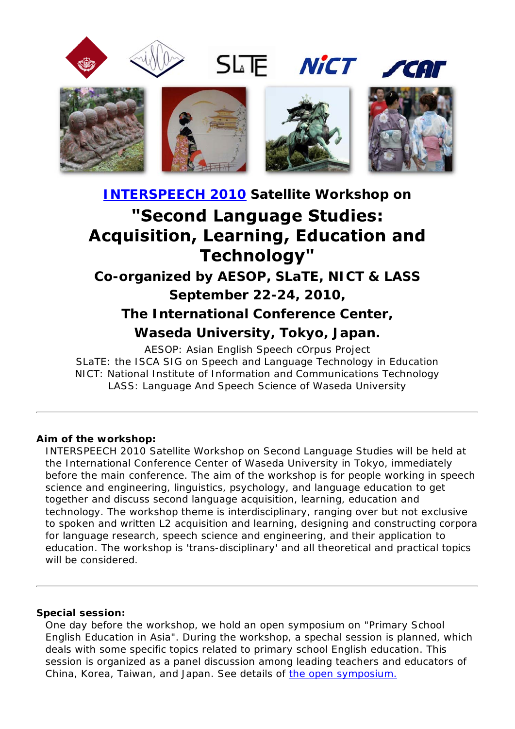## INTERSPEECH 2010 Satellite Workshop on

# "Second Language Studies: Acquisition, Learning, Education and Technology"

### Co-organized by AESOP, SLaTE, NICT & LASS

### September 22-24, 2010,

### The International Conference Center, Waseda University, Tokyo, Japan.

AESOP: Asian English Speech cOrpus Project
SLaTE: the ISCA SIG on Speech and Language Technology in Education
NICT: National Institute of Information and Communications Technology
LASS: Language And Speech Science of Waseda University

---

**Aim of the workshop:**

INTERSPEECH 2010 Satellite Workshop on Second Language Studies will be held at the International Conference Center of Waseda University in Tokyo, immediately before the main conference. The aim of the workshop is for people working in speech science and engineering, linguistics, psychology, and language education to get together and discuss second language acquisition, learning, education and technology. The workshop theme is interdisciplinary, ranging over but not exclusive to spoken and written L2 acquisition and learning, designing and constructing corpora for language research, speech science and engineering, and their application to education. The workshop is 'trans-disciplinary' and all theoretical and practical topics will be considered.

---

**Special session:**

One day before the workshop, we hold an open symposium on "Primary School English Education in Asia". During the workshop, a spechal session is planned, which deals with some specific topics related to primary school English education. This session is organized as a panel discussion among leading teachers and educators of China, Korea, Taiwan, and Japan. See details of the open symposium.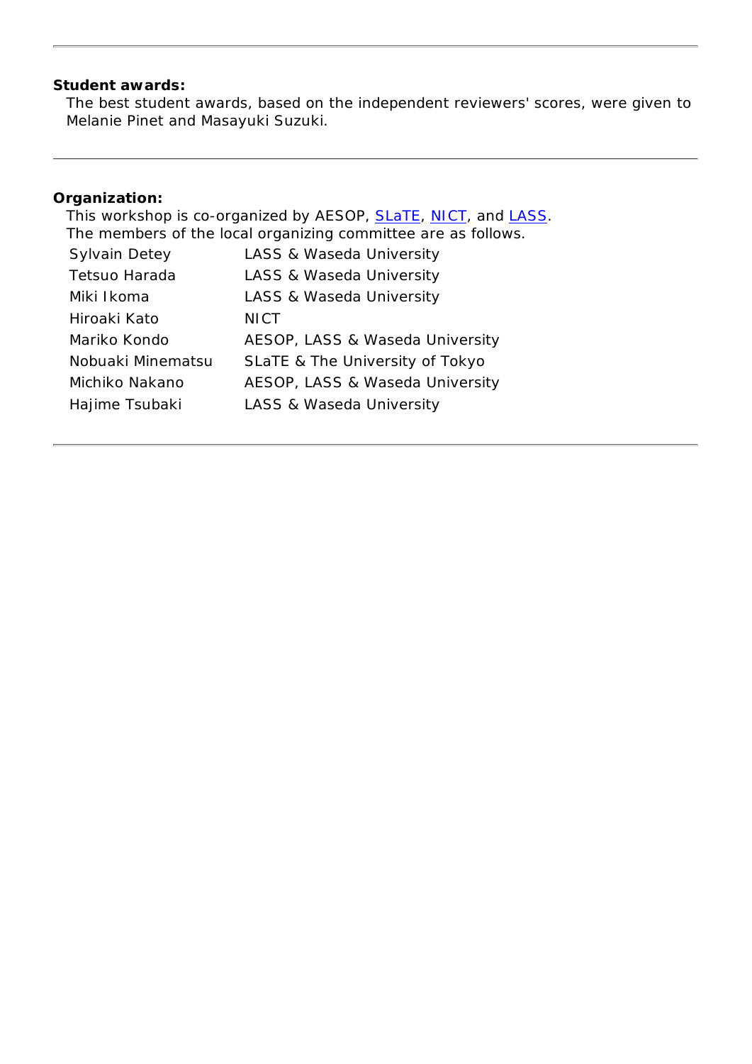---

**Student awards:**

The best student awards, based on the independent reviewers' scores, were given to Melanie Pinet and Masayuki Suzuki.

---

**Organization:**

This workshop is co-organized by AESOP, SLaTE, NICT, and LASS.
The members of the local organizing committee are as follows.

| | |
|---|---|
| Sylvain Detey | LASS & Waseda University |
| Tetsuo Harada | LASS & Waseda University |
| Miki Ikoma | LASS & Waseda University |
| Hiroaki Kato | NICT |
| Mariko Kondo | AESOP, LASS & Waseda University |
| Nobuaki Minematsu | SLaTE & The University of Tokyo |
| Michiko Nakano | AESOP, LASS & Waseda University |
| Hajime Tsubaki | LASS & Waseda University |

---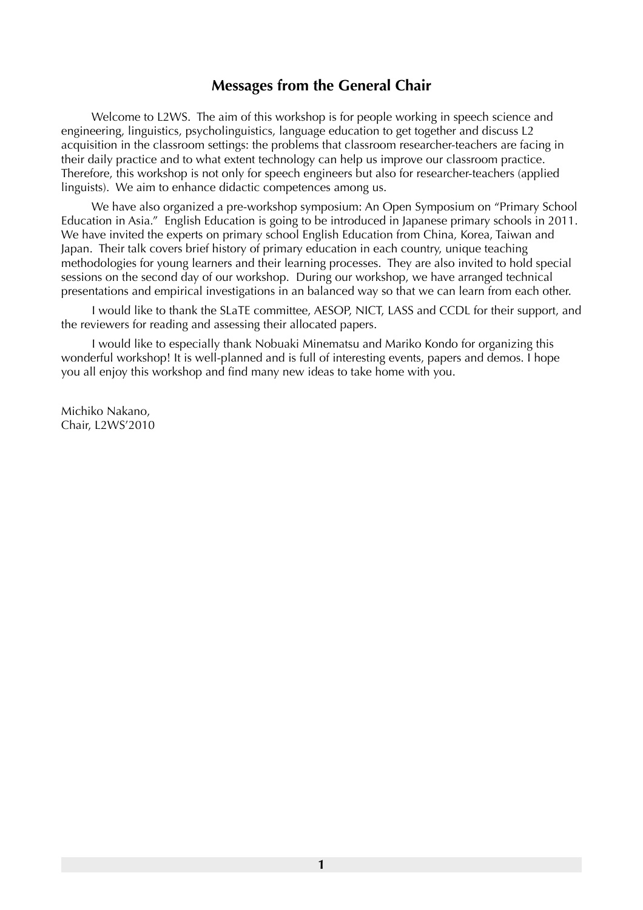## Messages from the General Chair

Welcome to L2WS. The aim of this workshop is for people working in speech science and engineering, linguistics, psycholinguistics, language education to get together and discuss L2 acquisition in the classroom settings: the problems that classroom researcher-teachers are facing in their daily practice and to what extent technology can help us improve our classroom practice. Therefore, this workshop is not only for speech engineers but also for researcher-teachers (applied linguists). We aim to enhance didactic competences among us.

We have also organized a pre-workshop symposium: An Open Symposium on "Primary School Education in Asia." English Education is going to be introduced in Japanese primary schools in 2011. We have invited the experts on primary school English Education from China, Korea, Taiwan and Japan. Their talk covers brief history of primary education in each country, unique teaching methodologies for young learners and their learning processes. They are also invited to hold special sessions on the second day of our workshop. During our workshop, we have arranged technical presentations and empirical investigations in an balanced way so that we can learn from each other.

I would like to thank the SLaTE committee, AESOP, NICT, LASS and CCDL for their support, and the reviewers for reading and assessing their allocated papers.

I would like to especially thank Nobuaki Minematsu and Mariko Kondo for organizing this wonderful workshop! It is well-planned and is full of interesting events, papers and demos. I hope you all enjoy this workshop and find many new ideas to take home with you.

Michiko Nakano,
Chair, L2WS'2010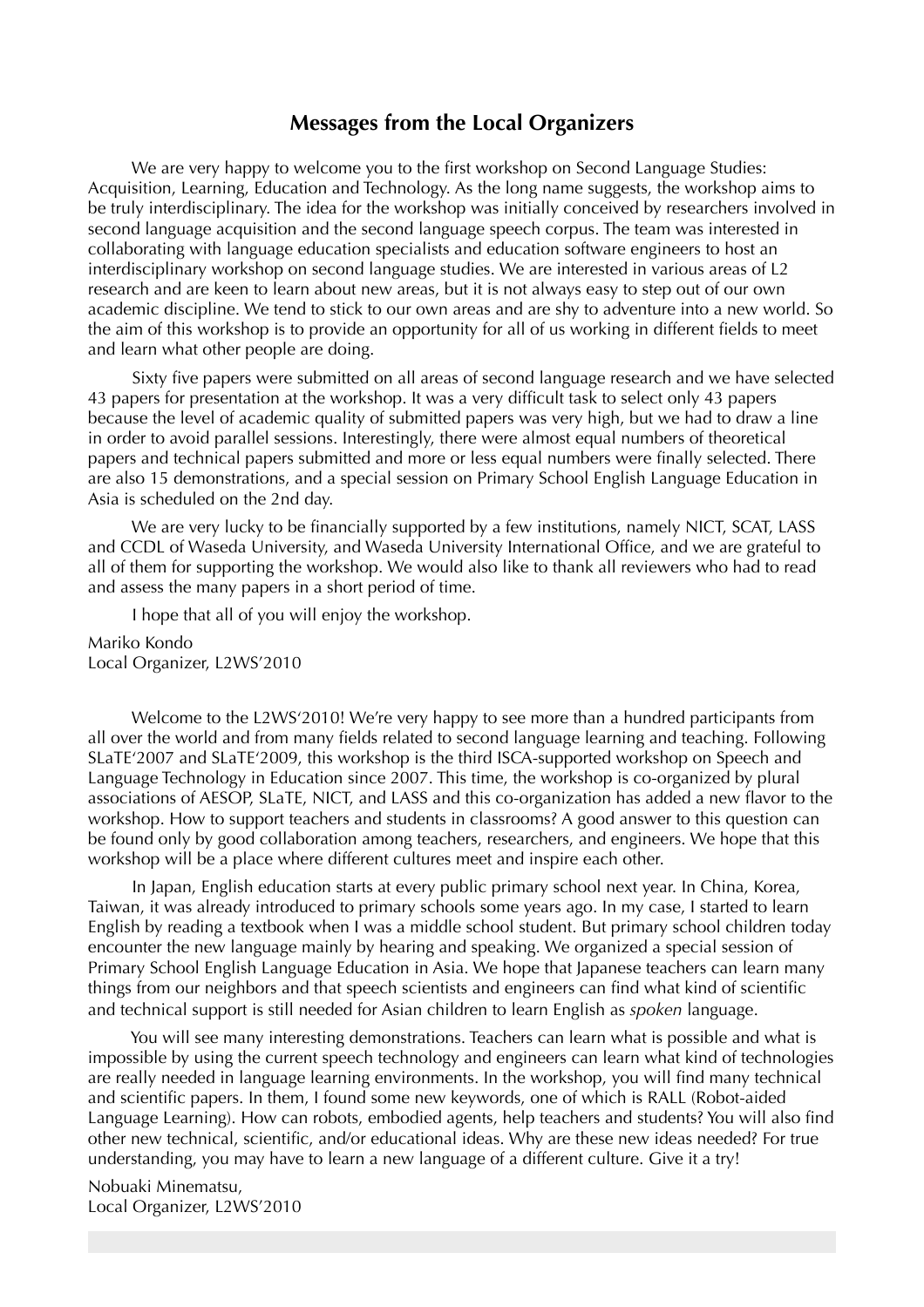## Messages from the Local Organizers

We are very happy to welcome you to the first workshop on Second Language Studies: Acquisition, Learning, Education and Technology. As the long name suggests, the workshop aims to be truly interdisciplinary. The idea for the workshop was initially conceived by researchers involved in second language acquisition and the second language speech corpus. The team was interested in collaborating with language education specialists and education software engineers to host an interdisciplinary workshop on second language studies. We are interested in various areas of L2 research and are keen to learn about new areas, but it is not always easy to step out of our own academic discipline. We tend to stick to our own areas and are shy to adventure into a new world. So the aim of this workshop is to provide an opportunity for all of us working in different fields to meet and learn what other people are doing.

Sixty five papers were submitted on all areas of second language research and we have selected 43 papers for presentation at the workshop. It was a very difficult task to select only 43 papers because the level of academic quality of submitted papers was very high, but we had to draw a line in order to avoid parallel sessions. Interestingly, there were almost equal numbers of theoretical papers and technical papers submitted and more or less equal numbers were finally selected. There are also 15 demonstrations, and a special session on Primary School English Language Education in Asia is scheduled on the 2nd day.

We are very lucky to be financially supported by a few institutions, namely NICT, SCAT, LASS and CCDL of Waseda University, and Waseda University International Office, and we are grateful to all of them for supporting the workshop. We would also like to thank all reviewers who had to read and assess the many papers in a short period of time.

I hope that all of you will enjoy the workshop.

Mariko Kondo
Local Organizer, L2WS'2010

Welcome to the L2WS'2010! We're very happy to see more than a hundred participants from all over the world and from many fields related to second language learning and teaching. Following SLaTE'2007 and SLaTE'2009, this workshop is the third ISCA-supported workshop on Speech and Language Technology in Education since 2007. This time, the workshop is co-organized by plural associations of AESOP, SLaTE, NICT, and LASS and this co-organization has added a new flavor to the workshop. How to support teachers and students in classrooms? A good answer to this question can be found only by good collaboration among teachers, researchers, and engineers. We hope that this workshop will be a place where different cultures meet and inspire each other.

In Japan, English education starts at every public primary school next year. In China, Korea, Taiwan, it was already introduced to primary schools some years ago. In my case, I started to learn English by reading a textbook when I was a middle school student. But primary school children today encounter the new language mainly by hearing and speaking. We organized a special session of Primary School English Language Education in Asia. We hope that Japanese teachers can learn many things from our neighbors and that speech scientists and engineers can find what kind of scientific and technical support is still needed for Asian children to learn English as *spoken* language.

You will see many interesting demonstrations. Teachers can learn what is possible and what is impossible by using the current speech technology and engineers can learn what kind of technologies are really needed in language learning environments. In the workshop, you will find many technical and scientific papers. In them, I found some new keywords, one of which is RALL (Robot-aided Language Learning). How can robots, embodied agents, help teachers and students? You will also find other new technical, scientific, and/or educational ideas. Why are these new ideas needed? For true understanding, you may have to learn a new language of a different culture. Give it a try!

Nobuaki Minematsu,
Local Organizer, L2WS'2010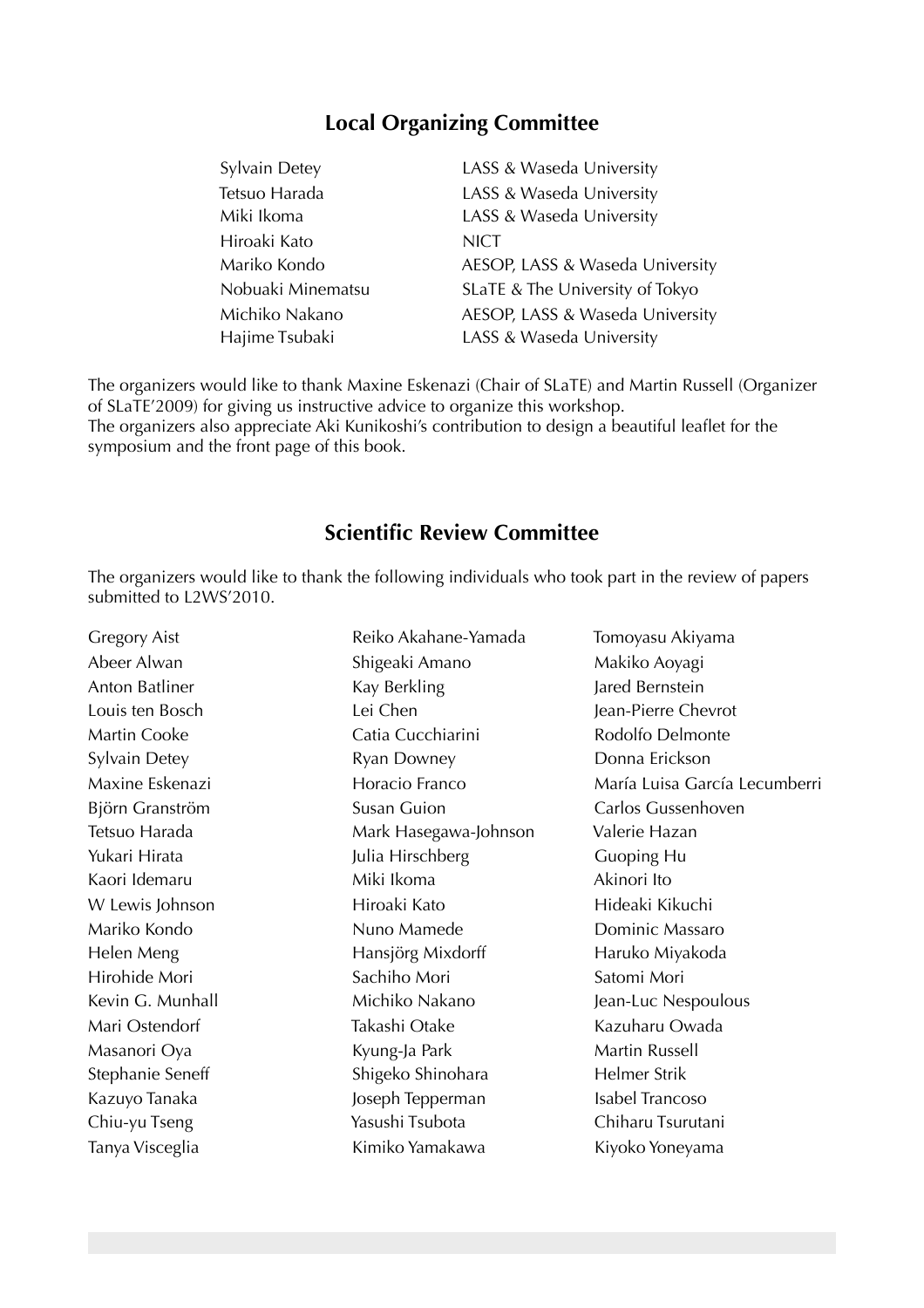## Local Organizing Committee

| | |
|---|---|
| Sylvain Detey | LASS & Waseda University |
| Tetsuo Harada | LASS & Waseda University |
| Miki Ikoma | LASS & Waseda University |
| Hiroaki Kato | NICT |
| Mariko Kondo | AESOP, LASS & Waseda University |
| Nobuaki Minematsu | SLaTE & The University of Tokyo |
| Michiko Nakano | AESOP, LASS & Waseda University |
| Hajime Tsubaki | LASS & Waseda University |

The organizers would like to thank Maxine Eskenazi (Chair of SLaTE) and Martin Russell (Organizer of SLaTE'2009) for giving us instructive advice to organize this workshop.
The organizers also appreciate Aki Kunikoshi's contribution to design a beautiful leaflet for the symposium and the front page of this book.

## Scientific Review Committee

The organizers would like to thank the following individuals who took part in the review of papers submitted to L2WS'2010.

| | | |
|---|---|---|
| Gregory Aist | Reiko Akahane-Yamada | Tomoyasu Akiyama |
| Abeer Alwan | Shigeaki Amano | Makiko Aoyagi |
| Anton Batliner | Kay Berkling | Jared Bernstein |
| Louis ten Bosch | Lei Chen | Jean-Pierre Chevrot |
| Martin Cooke | Catia Cucchiarini | Rodolfo Delmonte |
| Sylvain Detey | Ryan Downey | Donna Erickson |
| Maxine Eskenazi | Horacio Franco | María Luisa García Lecumberri |
| Björn Granström | Susan Guion | Carlos Gussenhoven |
| Tetsuo Harada | Mark Hasegawa-Johnson | Valerie Hazan |
| Yukari Hirata | Julia Hirschberg | Guoping Hu |
| Kaori Idemaru | Miki Ikoma | Akinori Ito |
| W Lewis Johnson | Hiroaki Kato | Hideaki Kikuchi |
| Mariko Kondo | Nuno Mamede | Dominic Massaro |
| Helen Meng | Hansjörg Mixdorff | Haruko Miyakoda |
| Hirohide Mori | Sachiho Mori | Satomi Mori |
| Kevin G. Munhall | Michiko Nakano | Jean-Luc Nespoulous |
| Mari Ostendorf | Takashi Otake | Kazuharu Owada |
| Masanori Oya | Kyung-Ja Park | Martin Russell |
| Stephanie Seneff | Shigeko Shinohara | Helmer Strik |
| Kazuyo Tanaka | Joseph Tepperman | Isabel Trancoso |
| Chiu-yu Tseng | Yasushi Tsubota | Chiharu Tsurutani |
| Tanya Visceglia | Kimiko Yamakawa | Kiyoko Yoneyama |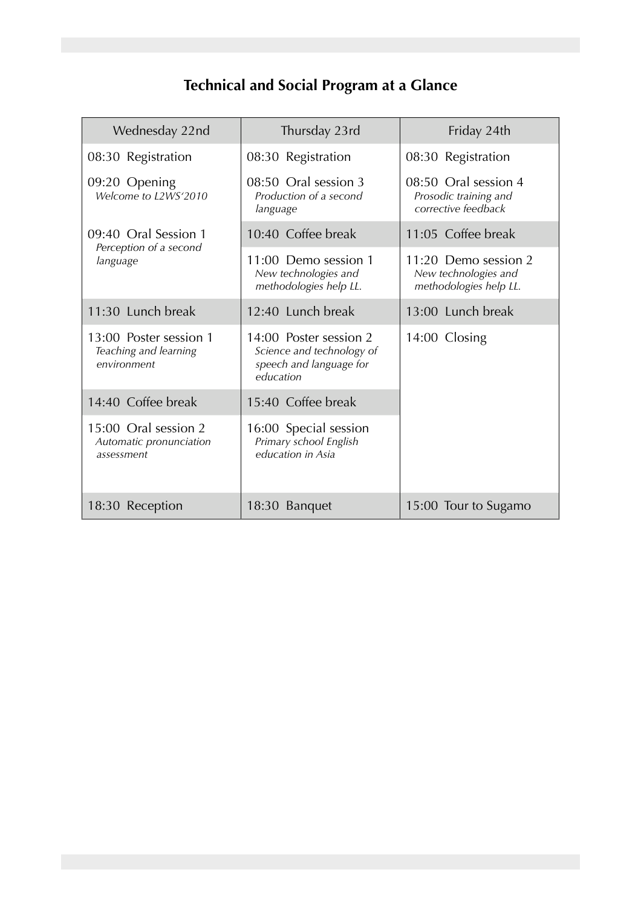# Technical and Social Program at a Glance

| Wednesday 22nd | Thursday 23rd | Friday 24th |
| --- | --- | --- |
| 08:30 Registration | 08:30 Registration | 08:30 Registration |
| 09:20 Opening *Welcome to L2WS'2010* | 08:50 Oral session 3 *Production of a second language* | 08:50 Oral session 4 *Prosodic training and corrective feedback* |
| 09:40 Oral Session 1 *Perception of a second language* | 10:40 Coffee break | 11:05 Coffee break |
| | 11:00 Demo session 1 *New technologies and methodologies help LL.* | 11:20 Demo session 2 *New technologies and methodologies help LL.* |
| 11:30 Lunch break | 12:40 Lunch break | 13:00 Lunch break |
| 13:00 Poster session 1 *Teaching and learning environment* | 14:00 Poster session 2 *Science and technology of speech and language for education* | 14:00 Closing |
| 14:40 Coffee break | 15:40 Coffee break | |
| 15:00 Oral session 2 *Automatic pronunciation assessment* | 16:00 Special session *Primary school English education in Asia* | |
| 18:30 Reception | 18:30 Banquet | 15:00 Tour to Sugamo |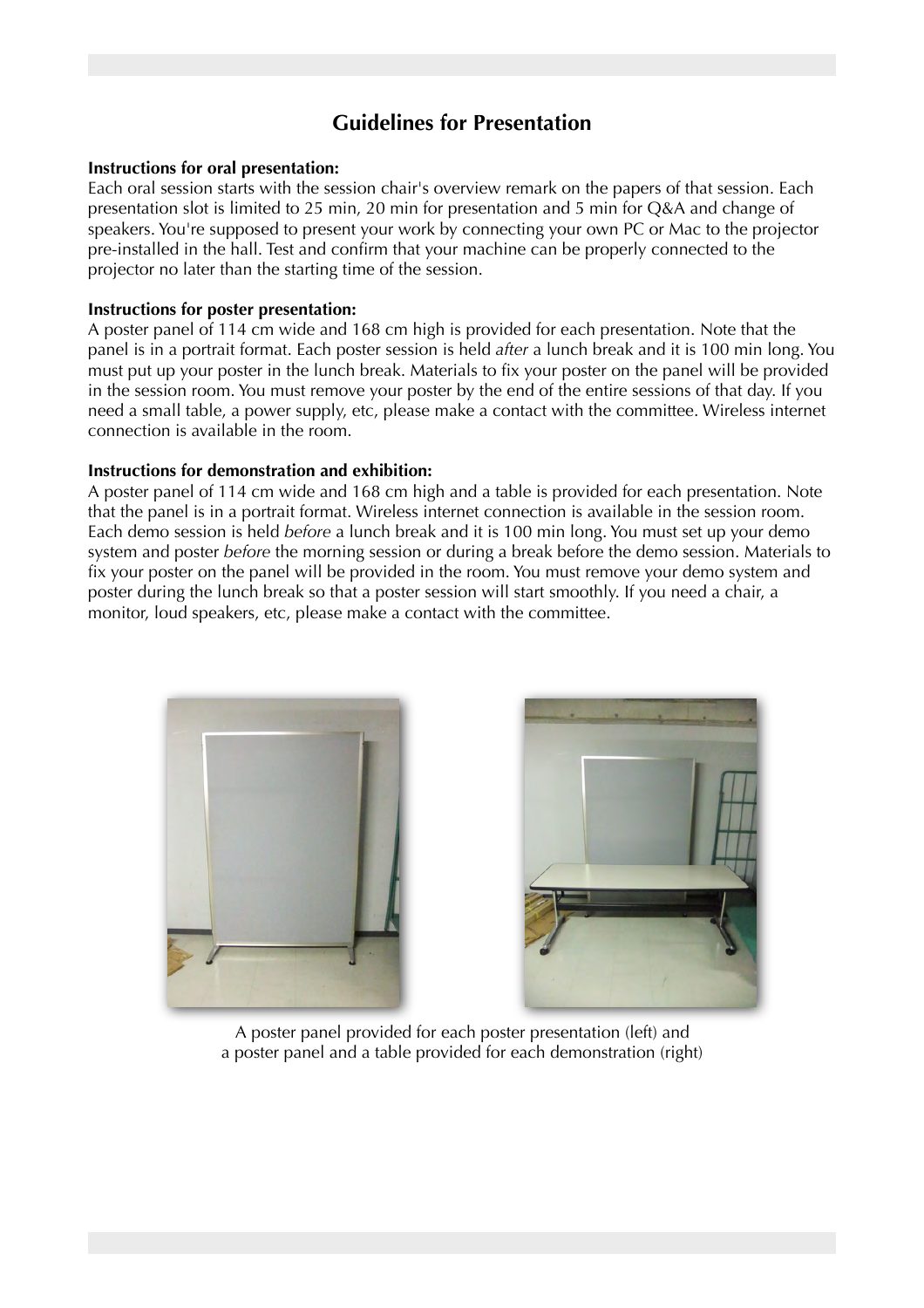## Guidelines for Presentation

**Instructions for oral presentation:**
Each oral session starts with the session chair's overview remark on the papers of that session. Each presentation slot is limited to 25 min, 20 min for presentation and 5 min for Q&A and change of speakers. You're supposed to present your work by connecting your own PC or Mac to the projector pre-installed in the hall. Test and confirm that your machine can be properly connected to the projector no later than the starting time of the session.

**Instructions for poster presentation:**
A poster panel of 114 cm wide and 168 cm high is provided for each presentation. Note that the panel is in a portrait format. Each poster session is held *after* a lunch break and it is 100 min long. You must put up your poster in the lunch break. Materials to fix your poster on the panel will be provided in the session room. You must remove your poster by the end of the entire sessions of that day. If you need a small table, a power supply, etc, please make a contact with the committee. Wireless internet connection is available in the room.

**Instructions for demonstration and exhibition:**
A poster panel of 114 cm wide and 168 cm high and a table is provided for each presentation. Note that the panel is in a portrait format. Wireless internet connection is available in the session room. Each demo session is held *before* a lunch break and it is 100 min long. You must set up your demo system and poster *before* the morning session or during a break before the demo session. Materials to fix your poster on the panel will be provided in the room. You must remove your demo system and poster during the lunch break so that a poster session will start smoothly. If you need a chair, a monitor, loud speakers, etc, please make a contact with the committee.

A poster panel provided for each poster presentation (left) and
a poster panel and a table provided for each demonstration (right)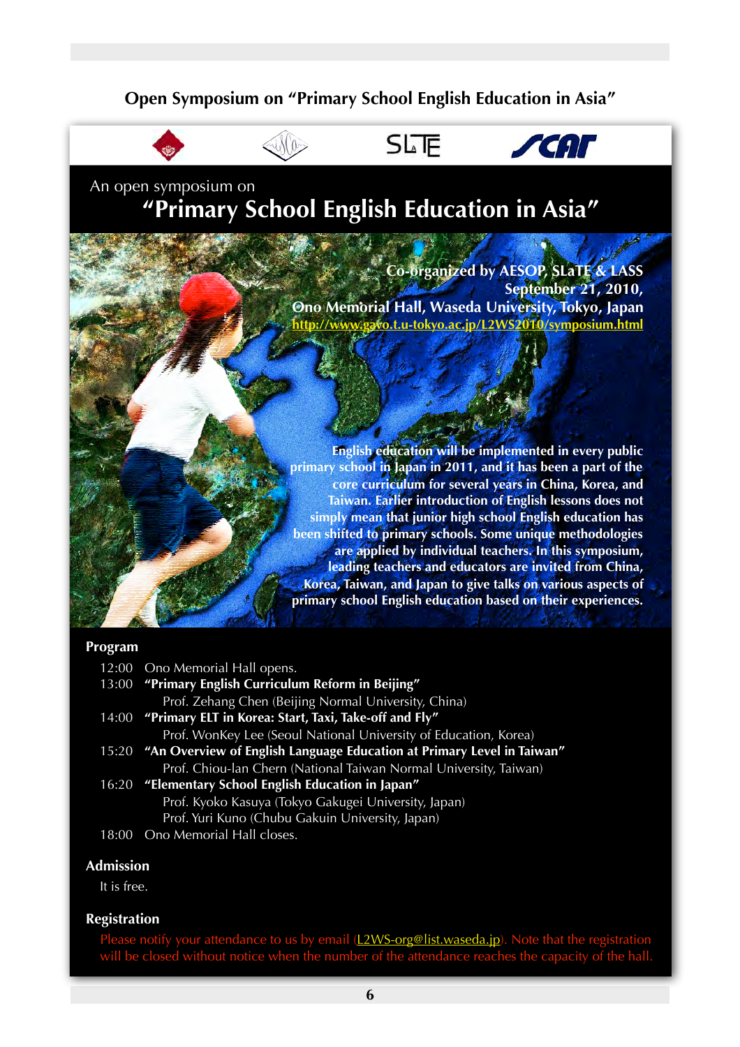# Open Symposium on "Primary School English Education in Asia"

An open symposium on

## "Primary School English Education in Asia"

**Co-organized by AESOP, SLaTE & LASS**
**September 21, 2010,**
**Ono Memorial Hall, Waseda University, Tokyo, Japan**
**http://www.gavo.t.u-tokyo.ac.jp/L2WS2010/symposium.html**

**English education will be implemented in every public primary school in Japan in 2011, and it has been a part of the core curriculum for several years in China, Korea, and Taiwan. Earlier introduction of English lessons does not simply mean that junior high school English education has been shifted to primary schools. Some unique methodologies are applied by individual teachers. In this symposium, leading teachers and educators are invited from China, Korea, Taiwan, and Japan to give talks on various aspects of primary school English education based on their experiences.**

### Program

- 12:00 Ono Memorial Hall opens.
- 13:00 **"Primary English Curriculum Reform in Beijing"**
  Prof. Zehang Chen (Beijing Normal University, China)
- 14:00 **"Primary ELT in Korea: Start, Taxi, Take-off and Fly"**
  Prof. WonKey Lee (Seoul National University of Education, Korea)
- 15:20 **"An Overview of English Language Education at Primary Level in Taiwan"**
  Prof. Chiou-lan Chern (National Taiwan Normal University, Taiwan)
- 16:20 **"Elementary School English Education in Japan"**
  Prof. Kyoko Kasuya (Tokyo Gakugei University, Japan)
  Prof. Yuri Kuno (Chubu Gakuin University, Japan)
- 18:00 Ono Memorial Hall closes.

### Admission

It is free.

### Registration

Please notify your attendance to us by email (L2WS-org@list.waseda.jp). Note that the registration will be closed without notice when the number of the attendance reaches the capacity of the hall.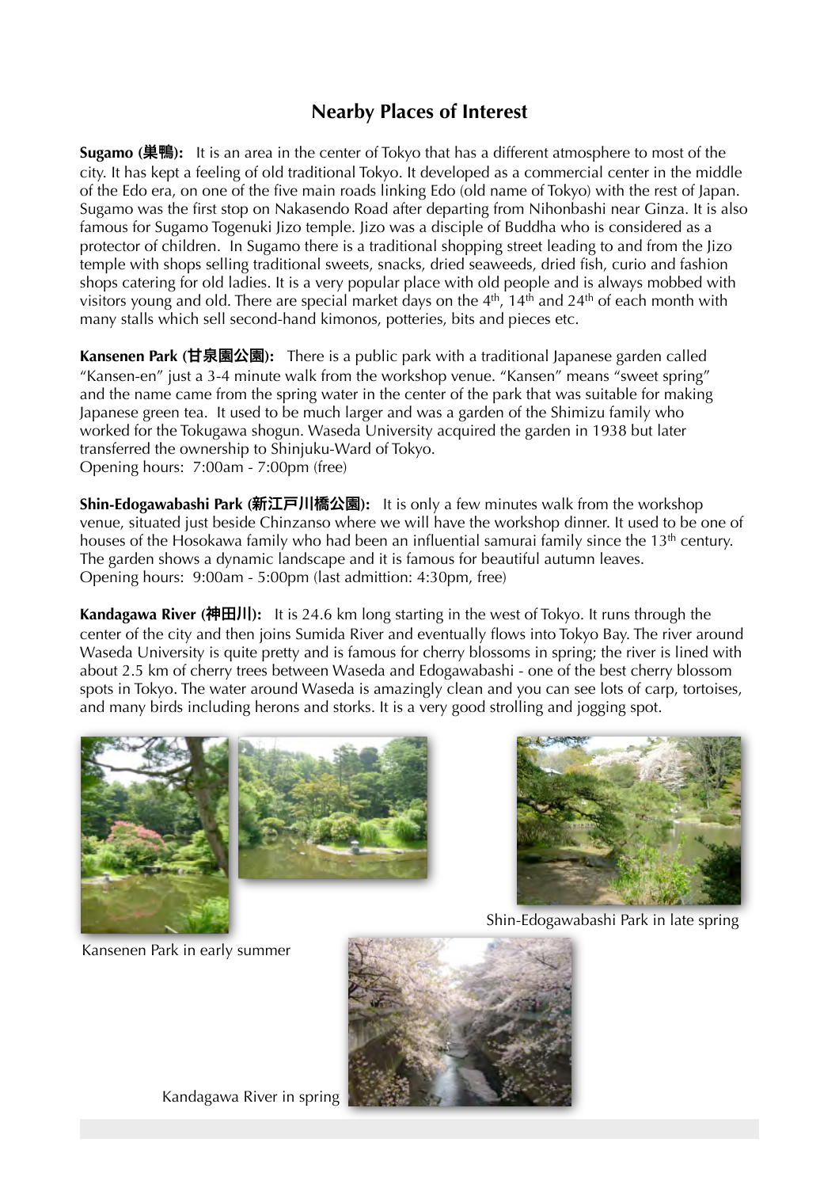## Nearby Places of Interest

**Sugamo (巣鴨):** It is an area in the center of Tokyo that has a different atmosphere to most of the city. It has kept a feeling of old traditional Tokyo. It developed as a commercial center in the middle of the Edo era, on one of the five main roads linking Edo (old name of Tokyo) with the rest of Japan. Sugamo was the first stop on Nakasendo Road after departing from Nihonbashi near Ginza. It is also famous for Sugamo Togenuki Jizo temple. Jizo was a disciple of Buddha who is considered as a protector of children. In Sugamo there is a traditional shopping street leading to and from the Jizo temple with shops selling traditional sweets, snacks, dried seaweeds, dried fish, curio and fashion shops catering for old ladies. It is a very popular place with old people and is always mobbed with visitors young and old. There are special market days on the 4th, 14th and 24th of each month with many stalls which sell second-hand kimonos, potteries, bits and pieces etc.

**Kansenen Park (甘泉園公園):** There is a public park with a traditional Japanese garden called "Kansen-en" just a 3-4 minute walk from the workshop venue. "Kansen" means "sweet spring" and the name came from the spring water in the center of the park that was suitable for making Japanese green tea. It used to be much larger and was a garden of the Shimizu family who worked for the Tokugawa shogun. Waseda University acquired the garden in 1938 but later transferred the ownership to Shinjuku-Ward of Tokyo.
Opening hours: 7:00am - 7:00pm (free)

**Shin-Edogawabashi Park (新江戸川橋公園):** It is only a few minutes walk from the workshop venue, situated just beside Chinzanso where we will have the workshop dinner. It used to be one of houses of the Hosokawa family who had been an influential samurai family since the 13th century. The garden shows a dynamic landscape and it is famous for beautiful autumn leaves.
Opening hours: 9:00am - 5:00pm (last admittion: 4:30pm, free)

**Kandagawa River (神田川):** It is 24.6 km long starting in the west of Tokyo. It runs through the center of the city and then joins Sumida River and eventually flows into Tokyo Bay. The river around Waseda University is quite pretty and is famous for cherry blossoms in spring; the river is lined with about 2.5 km of cherry trees between Waseda and Edogawabashi - one of the best cherry blossom spots in Tokyo. The water around Waseda is amazingly clean and you can see lots of carp, tortoises, and many birds including herons and storks. It is a very good strolling and jogging spot.

Kansenen Park in early summer

Shin-Edogawabashi Park in late spring

Kandagawa River in spring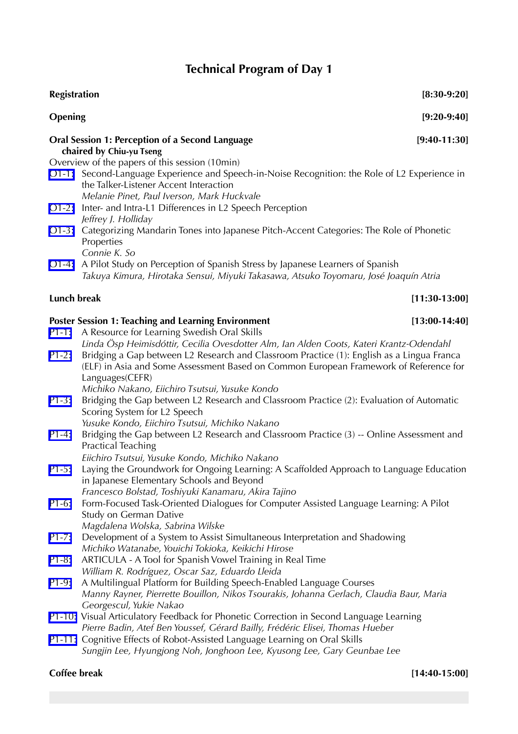# Technical Program of Day 1

**Registration** **[8:30-9:20]**

**Opening** **[9:20-9:40]**

**Oral Session 1: Perception of a Second Language** **[9:40-11:30]**
**chaired by Chiu-yu Tseng**

Overview of the papers of this session (10min)

- O1-1: Second-Language Experience and Speech-in-Noise Recognition: the Role of L2 Experience in the Talker-Listener Accent Interaction
  *Melanie Pinet, Paul Iverson, Mark Huckvale*
- O1-2: Inter- and Intra-L1 Differences in L2 Speech Perception
  *Jeffrey J. Holliday*
- O1-3: Categorizing Mandarin Tones into Japanese Pitch-Accent Categories: The Role of Phonetic Properties
  *Connie K. So*
- O1-4: A Pilot Study on Perception of Spanish Stress by Japanese Learners of Spanish
  *Takuya Kimura, Hirotaka Sensui, Miyuki Takasawa, Atsuko Toyomaru, José Joaquín Atria*

**Lunch break** **[11:30-13:00]**

**Poster Session 1: Teaching and Learning Environment** **[13:00-14:40]**

- P1-1: A Resource for Learning Swedish Oral Skills
  *Linda Ösp Heimisdóttir, Cecilia Ovesdotter Alm, Ian Alden Coots, Kateri Krantz-Odendahl*
- P1-2: Bridging a Gap between L2 Research and Classroom Practice (1): English as a Lingua Franca (ELF) in Asia and Some Assessment Based on Common European Framework of Reference for Languages(CEFR)
  *Michiko Nakano, Eiichiro Tsutsui, Yusuke Kondo*
- P1-3: Bridging the Gap between L2 Research and Classroom Practice (2): Evaluation of Automatic Scoring System for L2 Speech
  *Yusuke Kondo, Eiichiro Tsutsui, Michiko Nakano*
- P1-4: Bridging the Gap between L2 Research and Classroom Practice (3) -- Online Assessment and Practical Teaching
  *Eiichiro Tsutsui, Yusuke Kondo, Michiko Nakano*
- P1-5: Laying the Groundwork for Ongoing Learning: A Scaffolded Approach to Language Education in Japanese Elementary Schools and Beyond
  *Francesco Bolstad, Toshiyuki Kanamaru, Akira Tajino*
- P1-6: Form-Focused Task-Oriented Dialogues for Computer Assisted Language Learning: A Pilot Study on German Dative
  *Magdalena Wolska, Sabrina Wilske*
- P1-7: Development of a System to Assist Simultaneous Interpretation and Shadowing
  *Michiko Watanabe, Youichi Tokioka, Keikichi Hirose*
- P1-8: ARTICULA - A Tool for Spanish Vowel Training in Real Time
  *William R. Rodríguez, Oscar Saz, Eduardo Lleida*
- P1-9: A Multilingual Platform for Building Speech-Enabled Language Courses
  *Manny Rayner, Pierrette Bouillon, Nikos Tsourakis, Johanna Gerlach, Claudia Baur, Maria Georgescul, Yukie Nakao*
- P1-10: Visual Articulatory Feedback for Phonetic Correction in Second Language Learning
  *Pierre Badin, Atef Ben Youssef, Gérard Bailly, Frédéric Elisei, Thomas Hueber*
- P1-11: Cognitive Effects of Robot-Assisted Language Learning on Oral Skills
  *Sungjin Lee, Hyungjong Noh, Jonghoon Lee, Kyusong Lee, Gary Geunbae Lee*

**Coffee break** **[14:40-15:00]**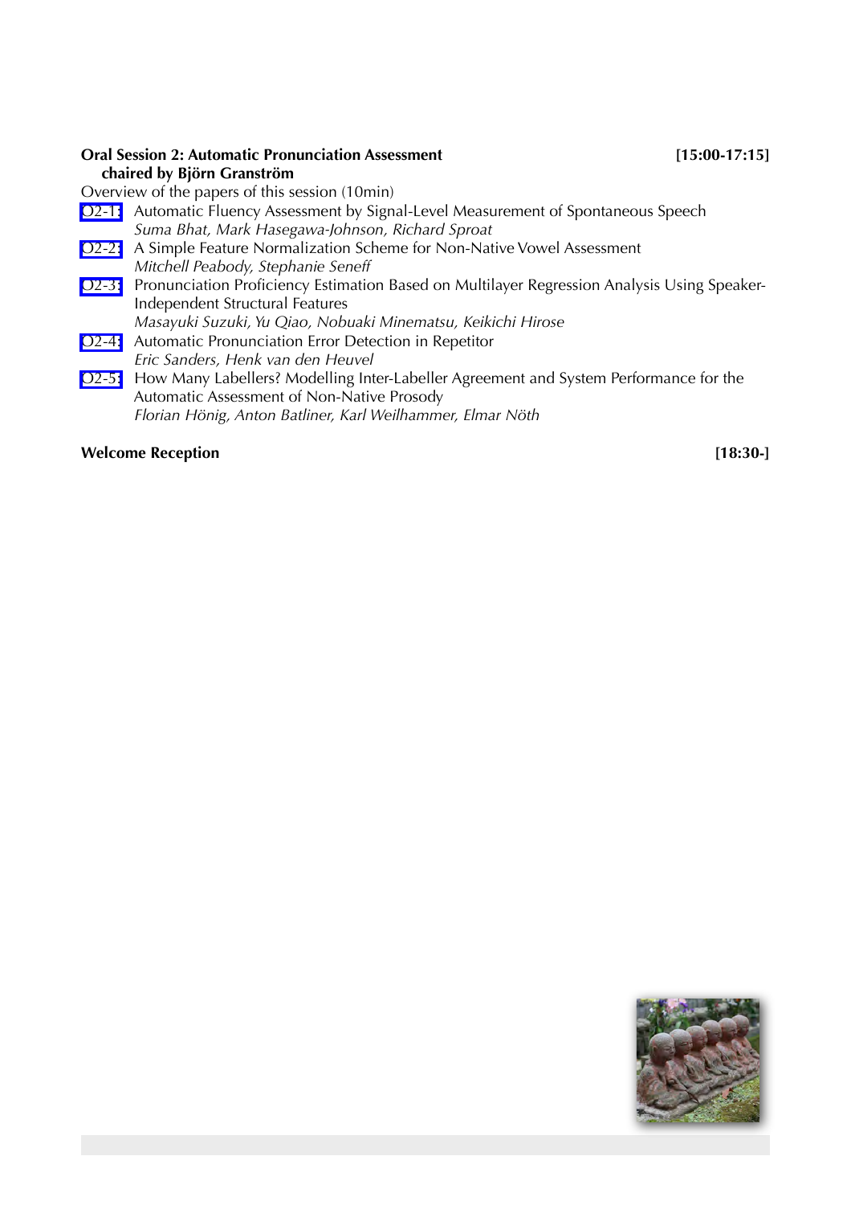**Oral Session 2: Automatic Pronunciation Assessment** **[15:00-17:15]**
**chaired by Björn Granström**

Overview of the papers of this session (10min)

O2-1 Automatic Fluency Assessment by Signal-Level Measurement of Spontaneous Speech
*Suma Bhat, Mark Hasegawa-Johnson, Richard Sproat*

O2-2 A Simple Feature Normalization Scheme for Non-Native Vowel Assessment
*Mitchell Peabody, Stephanie Seneff*

O2-3 Pronunciation Proficiency Estimation Based on Multilayer Regression Analysis Using Speaker-Independent Structural Features
*Masayuki Suzuki, Yu Qiao, Nobuaki Minematsu, Keikichi Hirose*

O2-4 Automatic Pronunciation Error Detection in Repetitor
*Eric Sanders, Henk van den Heuvel*

O2-5 How Many Labellers? Modelling Inter-Labeller Agreement and System Performance for the Automatic Assessment of Non-Native Prosody
*Florian Hönig, Anton Batliner, Karl Weilhammer, Elmar Nöth*

**Welcome Reception** **[18:30-]**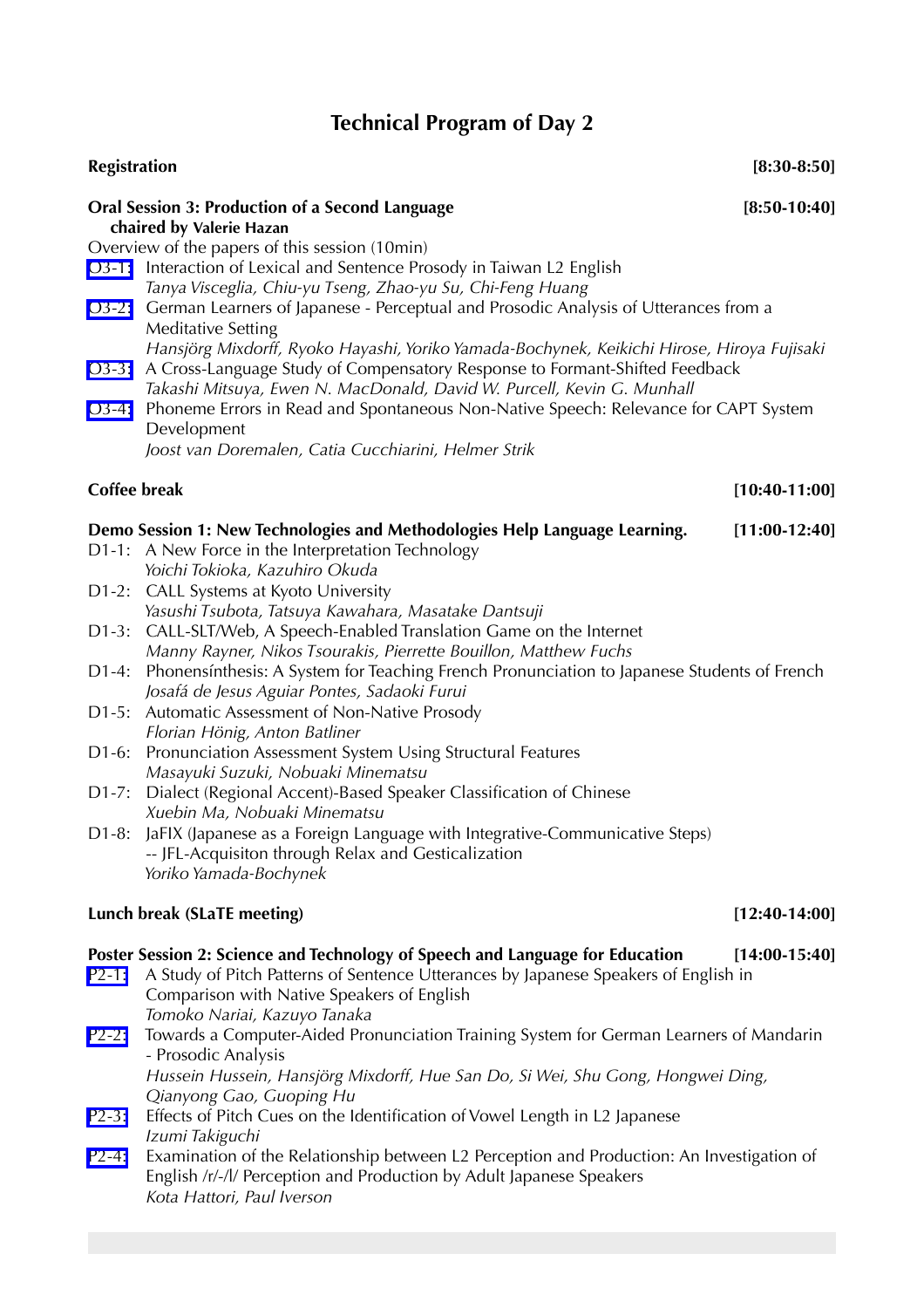# Technical Program of Day 2

**Registration** **[8:30-8:50]**

**Oral Session 3: Production of a Second Language** **[8:50-10:40]**
**chaired by Valerie Hazan**

Overview of the papers of this session (10min)

O3-1: Interaction of Lexical and Sentence Prosody in Taiwan L2 English
*Tanya Visceglia, Chiu-yu Tseng, Zhao-yu Su, Chi-Feng Huang*

O3-2: German Learners of Japanese - Perceptual and Prosodic Analysis of Utterances from a Meditative Setting
*Hansjörg Mixdorff, Ryoko Hayashi, Yoriko Yamada-Bochynek, Keikichi Hirose, Hiroya Fujisaki*

O3-3: A Cross-Language Study of Compensatory Response to Formant-Shifted Feedback
*Takashi Mitsuya, Ewen N. MacDonald, David W. Purcell, Kevin G. Munhall*

O3-4: Phoneme Errors in Read and Spontaneous Non-Native Speech: Relevance for CAPT System Development
*Joost van Doremalen, Catia Cucchiarini, Helmer Strik*

**Coffee break** **[10:40-11:00]**

**Demo Session 1: New Technologies and Methodologies Help Language Learning.** **[11:00-12:40]**

D1-1: A New Force in the Interpretation Technology
*Yoichi Tokioka, Kazuhiro Okuda*

D1-2: CALL Systems at Kyoto University
*Yasushi Tsubota, Tatsuya Kawahara, Masatake Dantsuji*

D1-3: CALL-SLT/Web, A Speech-Enabled Translation Game on the Internet
*Manny Rayner, Nikos Tsourakis, Pierrette Bouillon, Matthew Fuchs*

D1-4: Phonensínthesis: A System for Teaching French Pronunciation to Japanese Students of French
*Josafá de Jesus Aguiar Pontes, Sadaoki Furui*

D1-5: Automatic Assessment of Non-Native Prosody
*Florian Hönig, Anton Batliner*

D1-6: Pronunciation Assessment System Using Structural Features
*Masayuki Suzuki, Nobuaki Minematsu*

D1-7: Dialect (Regional Accent)-Based Speaker Classification of Chinese
*Xuebin Ma, Nobuaki Minematsu*

D1-8: JaFIX (Japanese as a Foreign Language with Integrative-Communicative Steps) -- JFL-Acquisiton through Relax and Gesticalization
*Yoriko Yamada-Bochynek*

**Lunch break (SLaTE meeting)** **[12:40-14:00]**

**Poster Session 2: Science and Technology of Speech and Language for Education** **[14:00-15:40]**

P2-1: A Study of Pitch Patterns of Sentence Utterances by Japanese Speakers of English in Comparison with Native Speakers of English
*Tomoko Nariai, Kazuyo Tanaka*

P2-2: Towards a Computer-Aided Pronunciation Training System for German Learners of Mandarin - Prosodic Analysis
*Hussein Hussein, Hansjörg Mixdorff, Hue San Do, Si Wei, Shu Gong, Hongwei Ding, Qianyong Gao, Guoping Hu*

P2-3: Effects of Pitch Cues on the Identification of Vowel Length in L2 Japanese
*Izumi Takiguchi*

P2-4: Examination of the Relationship between L2 Perception and Production: An Investigation of English /r/-/l/ Perception and Production by Adult Japanese Speakers
*Kota Hattori, Paul Iverson*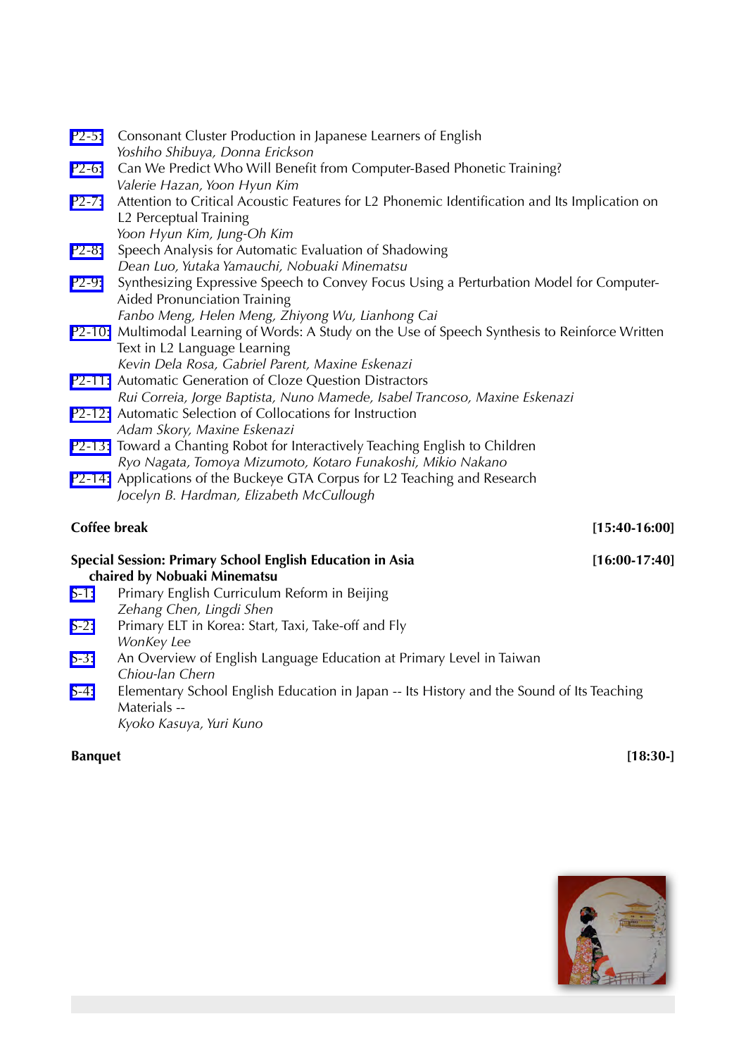P2-5: Consonant Cluster Production in Japanese Learners of English
*Yoshiho Shibuya, Donna Erickson*

P2-6: Can We Predict Who Will Benefit from Computer-Based Phonetic Training?
*Valerie Hazan, Yoon Hyun Kim*

P2-7: Attention to Critical Acoustic Features for L2 Phonemic Identification and Its Implication on L2 Perceptual Training
*Yoon Hyun Kim, Jung-Oh Kim*

P2-8: Speech Analysis for Automatic Evaluation of Shadowing
*Dean Luo, Yutaka Yamauchi, Nobuaki Minematsu*

P2-9: Synthesizing Expressive Speech to Convey Focus Using a Perturbation Model for Computer-Aided Pronunciation Training
*Fanbo Meng, Helen Meng, Zhiyong Wu, Lianhong Cai*

P2-10: Multimodal Learning of Words: A Study on the Use of Speech Synthesis to Reinforce Written Text in L2 Language Learning
*Kevin Dela Rosa, Gabriel Parent, Maxine Eskenazi*

P2-11: Automatic Generation of Cloze Question Distractors
*Rui Correia, Jorge Baptista, Nuno Mamede, Isabel Trancoso, Maxine Eskenazi*

P2-12: Automatic Selection of Collocations for Instruction
*Adam Skory, Maxine Eskenazi*

P2-13: Toward a Chanting Robot for Interactively Teaching English to Children
*Ryo Nagata, Tomoya Mizumoto, Kotaro Funakoshi, Mikio Nakano*

P2-14: Applications of the Buckeye GTA Corpus for L2 Teaching and Research
*Jocelyn B. Hardman, Elizabeth McCullough*

**Coffee break** **[15:40-16:00]**

**Special Session: Primary School English Education in Asia** **[16:00-17:40]**
**chaired by Nobuaki Minematsu**

S-1: Primary English Curriculum Reform in Beijing
*Zehang Chen, Lingdi Shen*

S-2: Primary ELT in Korea: Start, Taxi, Take-off and Fly
*WonKey Lee*

S-3: An Overview of English Language Education at Primary Level in Taiwan
*Chiou-lan Chern*

S-4: Elementary School English Education in Japan -- Its History and the Sound of Its Teaching Materials --
*Kyoko Kasuya, Yuri Kuno*

**Banquet** **[18:30-]**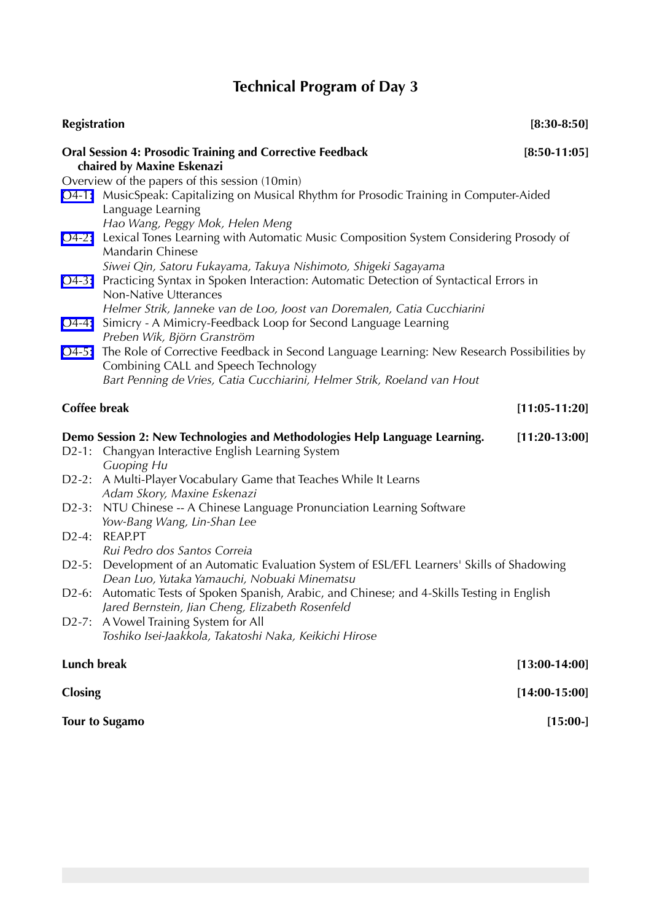# Technical Program of Day 3

**Registration** **[8:30-8:50]**

**Oral Session 4: Prosodic Training and Corrective Feedback** **[8:50-11:05]**
**chaired by Maxine Eskenazi**

Overview of the papers of this session (10min)

O4-1: MusicSpeak: Capitalizing on Musical Rhythm for Prosodic Training in Computer-Aided Language Learning
*Hao Wang, Peggy Mok, Helen Meng*

O4-2: Lexical Tones Learning with Automatic Music Composition System Considering Prosody of Mandarin Chinese
*Siwei Qin, Satoru Fukayama, Takuya Nishimoto, Shigeki Sagayama*

O4-3: Practicing Syntax in Spoken Interaction: Automatic Detection of Syntactical Errors in Non-Native Utterances
*Helmer Strik, Janneke van de Loo, Joost van Doremalen, Catia Cucchiarini*

O4-4: Simicry - A Mimicry-Feedback Loop for Second Language Learning
*Preben Wik, Björn Granström*

O4-5: The Role of Corrective Feedback in Second Language Learning: New Research Possibilities by Combining CALL and Speech Technology
*Bart Penning de Vries, Catia Cucchiarini, Helmer Strik, Roeland van Hout*

**Coffee break** **[11:05-11:20]**

**Demo Session 2: New Technologies and Methodologies Help Language Learning.** **[11:20-13:00]**

D2-1: Changyan Interactive English Learning System
*Guoping Hu*

D2-2: A Multi-Player Vocabulary Game that Teaches While It Learns
*Adam Skory, Maxine Eskenazi*

D2-3: NTU Chinese -- A Chinese Language Pronunciation Learning Software
*Yow-Bang Wang, Lin-Shan Lee*

D2-4: REAP.PT
*Rui Pedro dos Santos Correia*

D2-5: Development of an Automatic Evaluation System of ESL/EFL Learners' Skills of Shadowing
*Dean Luo, Yutaka Yamauchi, Nobuaki Minematsu*

D2-6: Automatic Tests of Spoken Spanish, Arabic, and Chinese; and 4-Skills Testing in English
*Jared Bernstein, Jian Cheng, Elizabeth Rosenfeld*

D2-7: A Vowel Training System for All
*Toshiko Isei-Jaakkola, Takatoshi Naka, Keikichi Hirose*

**Lunch break** **[13:00-14:00]**

**Closing** **[14:00-15:00]**

**Tour to Sugamo** **[15:00-]**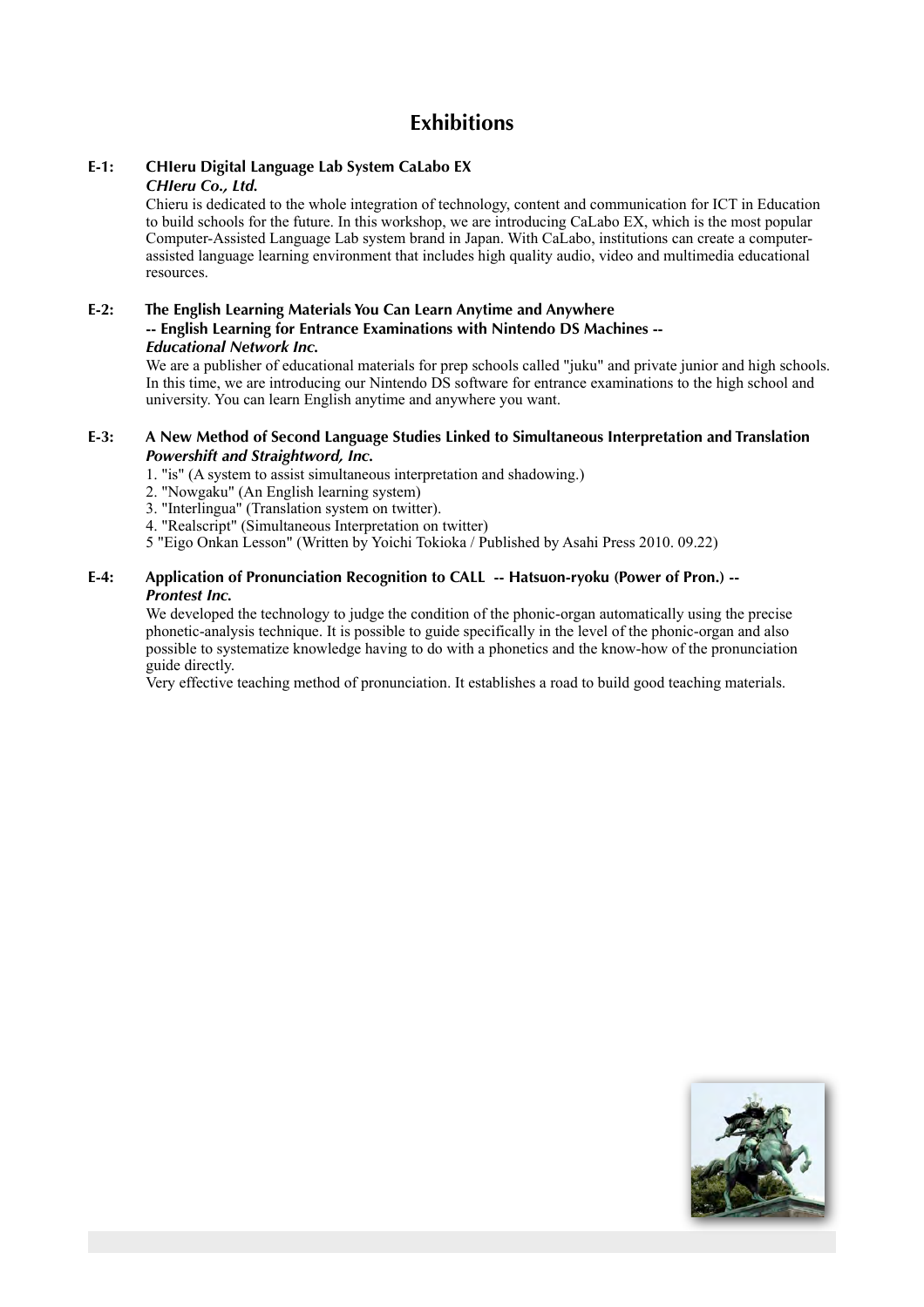# Exhibitions

**E-1: CHIeru Digital Language Lab System CaLabo EX**
***CHIeru Co., Ltd.***

Chieru is dedicated to the whole integration of technology, content and communication for ICT in Education to build schools for the future. In this workshop, we are introducing CaLabo EX, which is the most popular Computer-Assisted Language Lab system brand in Japan. With CaLabo, institutions can create a computer-assisted language learning environment that includes high quality audio, video and multimedia educational resources.

**E-2: The English Learning Materials You Can Learn Anytime and Anywhere**
**-- English Learning for Entrance Examinations with Nintendo DS Machines --**
***Educational Network Inc.***

We are a publisher of educational materials for prep schools called "juku" and private junior and high schools. In this time, we are introducing our Nintendo DS software for entrance examinations to the high school and university. You can learn English anytime and anywhere you want.

**E-3: A New Method of Second Language Studies Linked to Simultaneous Interpretation and Translation**
***Powershift and Straightword, Inc.***

1. "is" (A system to assist simultaneous interpretation and shadowing.)
2. "Nowgaku" (An English learning system)
3. "Interlingua" (Translation system on twitter).
4. "Realscript" (Simultaneous Interpretation on twitter)

5 "Eigo Onkan Lesson" (Written by Yoichi Tokioka / Published by Asahi Press 2010. 09.22)

**E-4: Application of Pronunciation Recognition to CALL -- Hatsuon-ryoku (Power of Pron.) --**
***Prontest Inc.***

We developed the technology to judge the condition of the phonic-organ automatically using the precise phonetic-analysis technique. It is possible to guide specifically in the level of the phonic-organ and also possible to systematize knowledge having to do with a phonetics and the know-how of the pronunciation guide directly.

Very effective teaching method of pronunciation. It establishes a road to build good teaching materials.